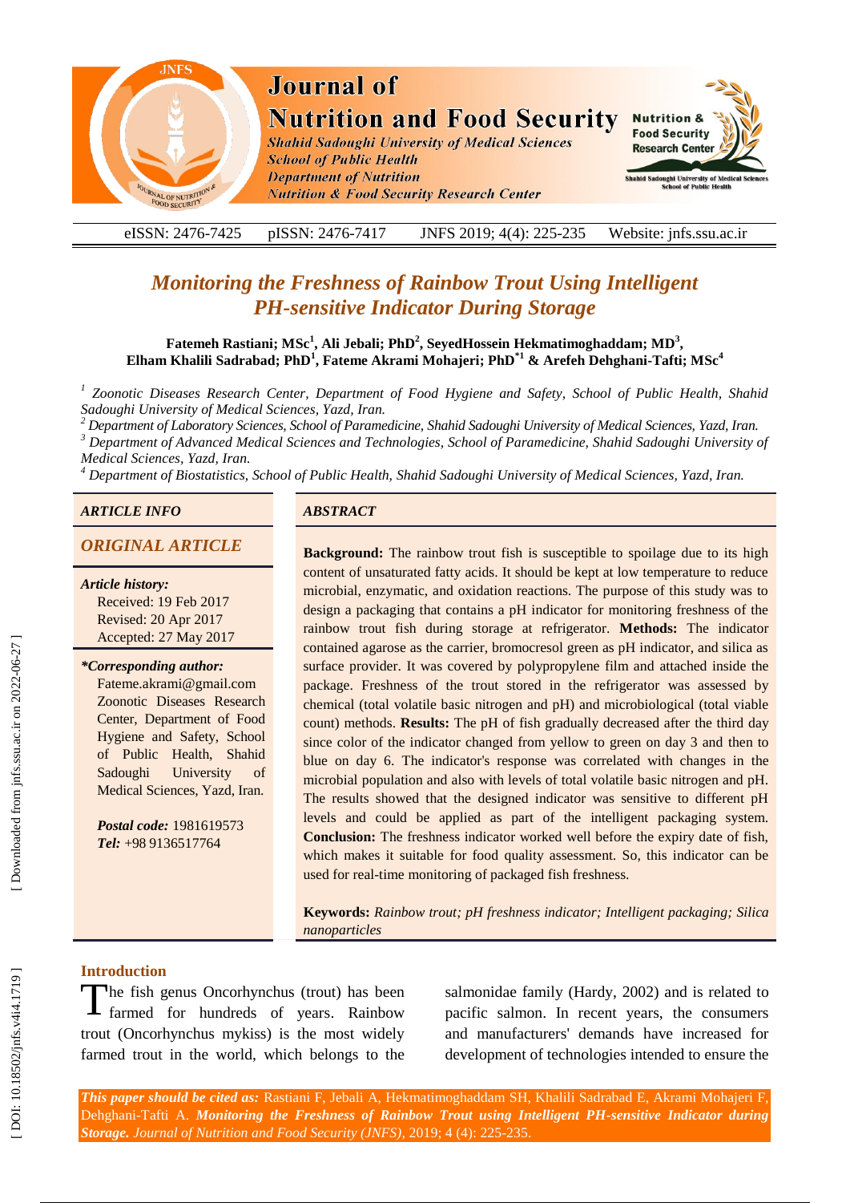# Monitoring the Freshness of Rainbow Trout Using Intelligent PH-sensitive Indicator During Storage

**Fatemeh Rastiani; MSc[1], Ali Jebali; PhD[2], SeyedHossein Hekmatimoghaddam; MD[3], Elham Khalili Sadrabad; PhD[1], Fateme Akrami Mohajeri; PhD[*1] & Arefeh Dehghani-Tafti; MSc[4]**

[1] *Zoonotic Diseases Research Center, Department of Food Hygiene and Safety, School of Public Health, Shahid Sadoughi University of Medical Sciences, Yazd, Iran.*

[2] *Department of Laboratory Sciences, School of Paramedicine, Shahid Sadoughi University of Medical Sciences, Yazd, Iran.*

[3] *Department of Advanced Medical Sciences and Technologies, School of Paramedicine, Shahid Sadoughi University of Medical Sciences, Yazd, Iran.*

[4] *Department of Biostatistics, School of Public Health, Shahid Sadoughi University of Medical Sciences, Yazd, Iran.*

*ARTICLE INFO*

*ORIGINAL ARTICLE*

*Article history:*
Received: 19 Feb 2017
Revised: 20 Apr 2017
Accepted: 27 May 2017

***Corresponding author:***
Fateme.akrami@gmail.com
Zoonotic Diseases Research Center, Department of Food Hygiene and Safety, School of Public Health, Shahid Sadoughi University of Medical Sciences, Yazd, Iran.

***Postal code:*** 1981619573
***Tel:*** +98 9136517764

## ABSTRACT

**Background:** The rainbow trout fish is susceptible to spoilage due to its high content of unsaturated fatty acids. It should be kept at low temperature to reduce microbial, enzymatic, and oxidation reactions. The purpose of this study was to design a packaging that contains a pH indicator for monitoring freshness of the rainbow trout fish during storage at refrigerator. **Methods:** The indicator contained agarose as the carrier, bromocresol green as pH indicator, and silica as surface provider. It was covered by polypropylene film and attached inside the package. Freshness of the trout stored in the refrigerator was assessed by chemical (total volatile basic nitrogen and pH) and microbiological (total viable count) methods. **Results:** The pH of fish gradually decreased after the third day since color of the indicator changed from yellow to green on day 3 and then to blue on day 6. The indicator's response was correlated with changes in the microbial population and also with levels of total volatile basic nitrogen and pH. The results showed that the designed indicator was sensitive to different pH levels and could be applied as part of the intelligent packaging system. **Conclusion:** The freshness indicator worked well before the expiry date of fish, which makes it suitable for food quality assessment. So, this indicator can be used for real-time monitoring of packaged fish freshness.

**Keywords:** *Rainbow trout; pH freshness indicator; Intelligent packaging; Silica nanoparticles*

## Introduction

The fish genus Oncorhynchus (trout) has been farmed for hundreds of years. Rainbow trout (Oncorhynchus mykiss) is the most widely farmed trout in the world, which belongs to the salmonidae family (Hardy, 2002) and is related to pacific salmon. In recent years, the consumers and manufacturers' demands have increased for development of technologies intended to ensure the

***This paper should be cited as:*** Rastiani F, Jebali A, Hekmatimoghaddam SH, Khalili Sadrabad E, Akrami Mohajeri F, Dehghani-Tafti A. ***Monitoring the Freshness of Rainbow Trout using Intelligent PH-sensitive Indicator during Storage.*** *Journal of Nutrition and Food Security (JNFS)*, 2019; 4 (4): 225-235.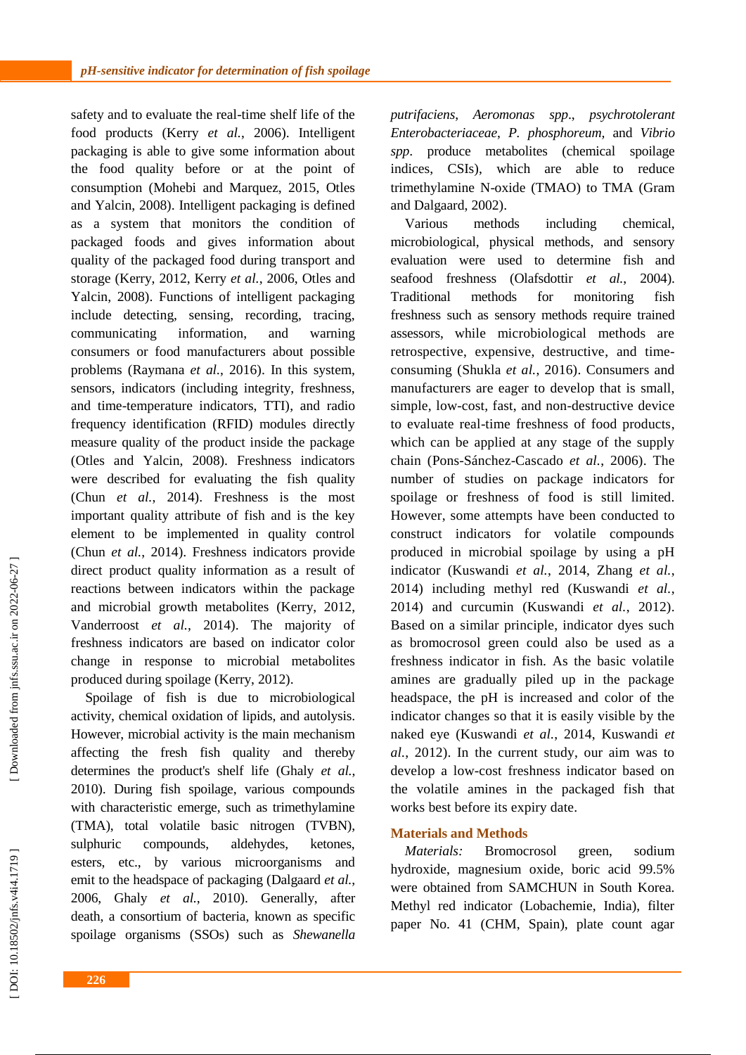safety and to evaluate the real-time shelf life of the food products (Kerry *et al.*, 2006). Intelligent packaging is able to give some information about the food quality before or at the point of consumption (Mohebi and Marquez, 2015, Otles and Yalcin, 2008). Intelligent packaging is defined as a system that monitors the condition of packaged foods and gives information about quality of the packaged food during transport and storage (Kerry, 2012, Kerry *et al.*, 2006, Otles and Yalcin, 2008). Functions of intelligent packaging include detecting, sensing, recording, tracing, communicating information, and warning consumers or food manufacturers about possible problems (Raymana *et al.*, 2016). In this system, sensors, indicators (including integrity, freshness, and time-temperature indicators, TTI), and radio frequency identification (RFID) modules directly measure quality of the product inside the package (Otles and Yalcin, 2008). Freshness indicators were described for evaluating the fish quality (Chun *et al.*, 2014). Freshness is the most important quality attribute of fish and is the key element to be implemented in quality control (Chun *et al.*, 2014). Freshness indicators provide direct product quality information as a result of reactions between indicators within the package and microbial growth metabolites (Kerry, 2012, Vanderroost *et al.*, 2014). The majority of freshness indicators are based on indicator color change in response to microbial metabolites produced during spoilage (Kerry, 2012).

Spoilage of fish is due to microbiological activity, chemical oxidation of lipids, and autolysis. However, microbial activity is the main mechanism affecting the fresh fish quality and thereby determines the product's shelf life (Ghaly *et al.*, 2010). During fish spoilage, various compounds with characteristic emerge, such as trimethylamine (TMA), total volatile basic nitrogen (TVBN), sulphuric compounds, aldehydes, ketones, esters, etc., by various microorganisms and emit to the headspace of packaging (Dalgaard *et al.*, 2006, Ghaly *et al.*, 2010). Generally, after death, a consortium of bacteria, known as specific spoilage organisms (SSOs) such as *Shewanella putrifaciens*, *Aeromonas spp*., *psychrotolerant Enterobacteriaceae*, *P. phosphoreum*, and *Vibrio spp*. produce metabolites (chemical spoilage indices, CSIs), which are able to reduce trimethylamine N-oxide (TMAO) to TMA (Gram and Dalgaard, 2002).

Various methods including chemical, microbiological, physical methods, and sensory evaluation were used to determine fish and seafood freshness (Olafsdottir *et al.*, 2004). Traditional methods for monitoring fish freshness such as sensory methods require trained assessors, while microbiological methods are retrospective, expensive, destructive, and time-consuming (Shukla *et al.*, 2016). Consumers and manufacturers are eager to develop that is small, simple, low-cost, fast, and non-destructive device to evaluate real-time freshness of food products, which can be applied at any stage of the supply chain (Pons-Sánchez-Cascado *et al.*, 2006). The number of studies on package indicators for spoilage or freshness of food is still limited. However, some attempts have been conducted to construct indicators for volatile compounds produced in microbial spoilage by using a pH indicator (Kuswandi *et al.*, 2014, Zhang *et al.*, 2014) including methyl red (Kuswandi *et al.*, 2014) and curcumin (Kuswandi *et al.*, 2012). Based on a similar principle, indicator dyes such as bromocrosol green could also be used as a freshness indicator in fish. As the basic volatile amines are gradually piled up in the package headspace, the pH is increased and color of the indicator changes so that it is easily visible by the naked eye (Kuswandi *et al.*, 2014, Kuswandi *et al.*, 2012). In the current study, our aim was to develop a low-cost freshness indicator based on the volatile amines in the packaged fish that works best before its expiry date.

## Materials and Methods

*Materials:* Bromocrosol green, sodium hydroxide, magnesium oxide, boric acid 99.5% were obtained from SAMCHUN in South Korea. Methyl red indicator (Lobachemie, India), filter paper No. 41 (CHM, Spain), plate count agar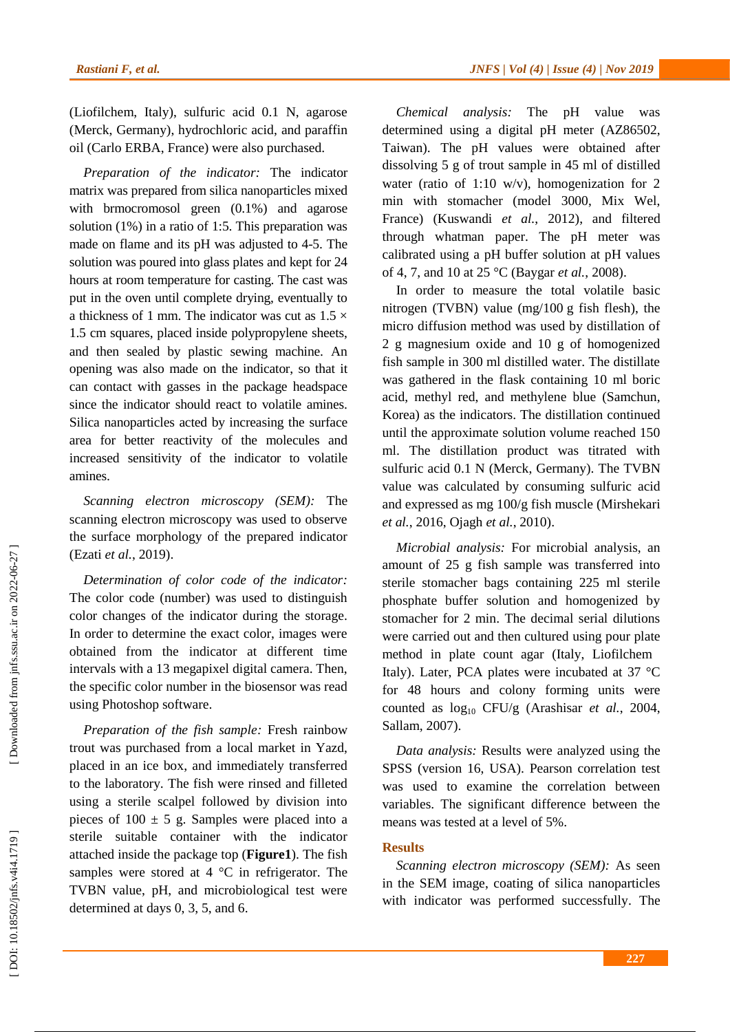(Liofilchem, Italy), sulfuric acid 0.1 N, agarose (Merck, Germany), hydrochloric acid, and paraffin oil (Carlo ERBA, France) were also purchased.

*Preparation of the indicator:* The indicator matrix was prepared from silica nanoparticles mixed with brmocromosol green (0.1%) and agarose solution (1%) in a ratio of 1:5. This preparation was made on flame and its pH was adjusted to 4-5. The solution was poured into glass plates and kept for 24 hours at room temperature for casting. The cast was put in the oven until complete drying, eventually to a thickness of 1 mm. The indicator was cut as 1.5 × 1.5 cm squares, placed inside polypropylene sheets, and then sealed by plastic sewing machine. An opening was also made on the indicator, so that it can contact with gasses in the package headspace since the indicator should react to volatile amines. Silica nanoparticles acted by increasing the surface area for better reactivity of the molecules and increased sensitivity of the indicator to volatile amines.

*Scanning electron microscopy (SEM):* The scanning electron microscopy was used to observe the surface morphology of the prepared indicator (Ezati *et al.*, 2019).

*Determination of color code of the indicator:* The color code (number) was used to distinguish color changes of the indicator during the storage. In order to determine the exact color, images were obtained from the indicator at different time intervals with a 13 megapixel digital camera. Then, the specific color number in the biosensor was read using Photoshop software.

*Preparation of the fish sample:* Fresh rainbow trout was purchased from a local market in Yazd, placed in an ice box, and immediately transferred to the laboratory. The fish were rinsed and filleted using a sterile scalpel followed by division into pieces of 100 ± 5 g. Samples were placed into a sterile suitable container with the indicator attached inside the package top (**Figure1**). The fish samples were stored at 4 °C in refrigerator. The TVBN value, pH, and microbiological test were determined at days 0, 3, 5, and 6.

*Chemical analysis:* The pH value was determined using a digital pH meter (AZ86502, Taiwan). The pH values were obtained after dissolving 5 g of trout sample in 45 ml of distilled water (ratio of 1:10 w/v), homogenization for 2 min with stomacher (model 3000, Mix Wel, France) (Kuswandi *et al.*, 2012), and filtered through whatman paper. The pH meter was calibrated using a pH buffer solution at pH values of 4, 7, and 10 at 25 °C (Baygar *et al.*, 2008).

In order to measure the total volatile basic nitrogen (TVBN) value (mg/100 g fish flesh), the micro diffusion method was used by distillation of 2 g magnesium oxide and 10 g of homogenized fish sample in 300 ml distilled water. The distillate was gathered in the flask containing 10 ml boric acid, methyl red, and methylene blue (Samchun, Korea) as the indicators. The distillation continued until the approximate solution volume reached 150 ml. The distillation product was titrated with sulfuric acid 0.1 N (Merck, Germany). The TVBN value was calculated by consuming sulfuric acid and expressed as mg 100/g fish muscle (Mirshekari *et al.*, 2016, Ojagh *et al.*, 2010).

*Microbial analysis:* For microbial analysis, an amount of 25 g fish sample was transferred into sterile stomacher bags containing 225 ml sterile phosphate buffer solution and homogenized by stomacher for 2 min. The decimal serial dilutions were carried out and then cultured using pour plate method in plate count agar (Italy, Liofilchem Italy). Later, PCA plates were incubated at 37 °C for 48 hours and colony forming units were counted as $\log_{10}$ CFU/g (Arashisar *et al.*, 2004, Sallam, 2007).

*Data analysis:* Results were analyzed using the SPSS (version 16, USA). Pearson correlation test was used to examine the correlation between variables. The significant difference between the means was tested at a level of 5%.

## Results

*Scanning electron microscopy (SEM):* As seen in the SEM image, coating of silica nanoparticles with indicator was performed successfully. The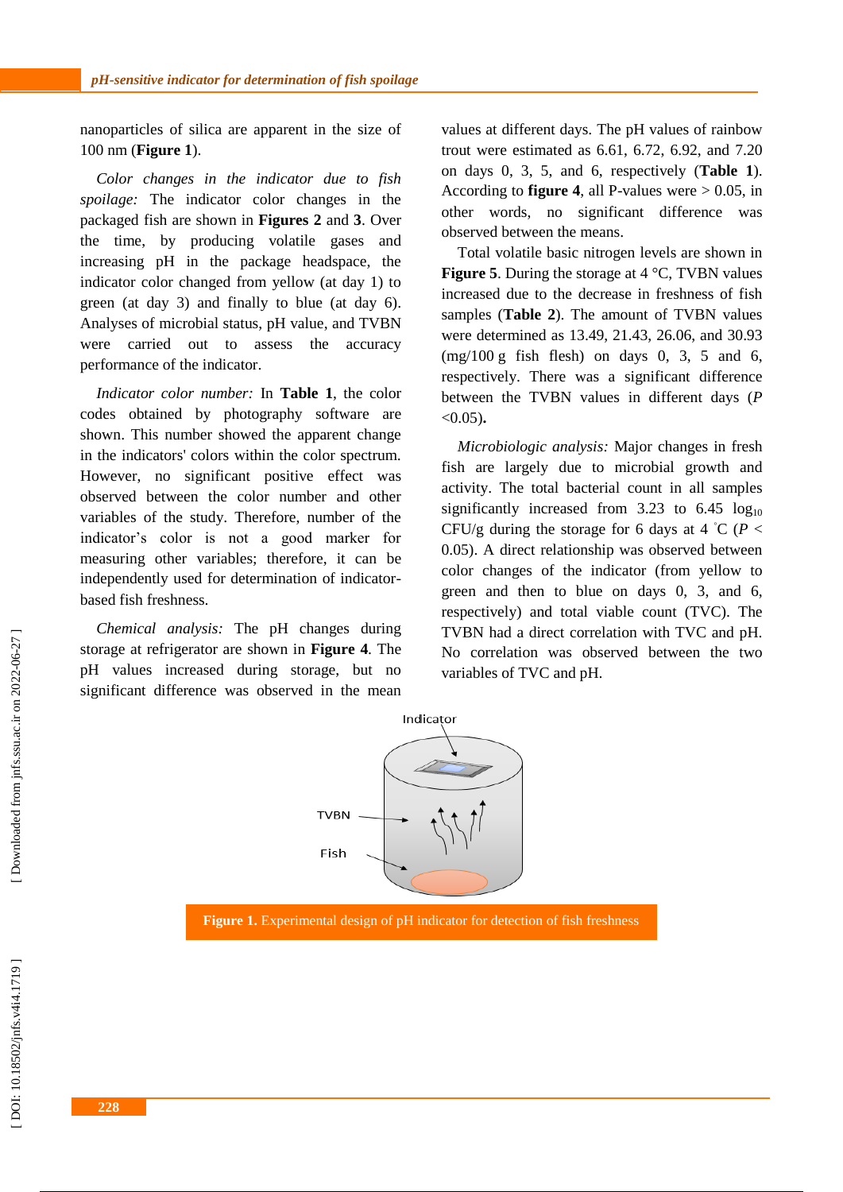nanoparticles of silica are apparent in the size of 100 nm (**Figure 1**).

*Color changes in the indicator due to fish spoilage:* The indicator color changes in the packaged fish are shown in **Figures 2** and **3**. Over the time, by producing volatile gases and increasing pH in the package headspace, the indicator color changed from yellow (at day 1) to green (at day 3) and finally to blue (at day 6). Analyses of microbial status, pH value, and TVBN were carried out to assess the accuracy performance of the indicator.

*Indicator color number:* In **Table 1**, the color codes obtained by photography software are shown. This number showed the apparent change in the indicators' colors within the color spectrum. However, no significant positive effect was observed between the color number and other variables of the study. Therefore, number of the indicator's color is not a good marker for measuring other variables; therefore, it can be independently used for determination of indicator-based fish freshness.

*Chemical analysis:* The pH changes during storage at refrigerator are shown in **Figure 4**. The pH values increased during storage, but no significant difference was observed in the mean values at different days. The pH values of rainbow trout were estimated as 6.61, 6.72, 6.92, and 7.20 on days 0, 3, 5, and 6, respectively (**Table 1**). According to **figure 4**, all P-values were > 0.05, in other words, no significant difference was observed between the means.

Total volatile basic nitrogen levels are shown in **Figure 5**. During the storage at 4 °C, TVBN values increased due to the decrease in freshness of fish samples (**Table 2**). The amount of TVBN values were determined as 13.49, 21.43, 26.06, and 30.93 (mg/100 g fish flesh) on days 0, 3, 5 and 6, respectively. There was a significant difference between the TVBN values in different days ($P$ <0.05).

*Microbiologic analysis:* Major changes in fresh fish are largely due to microbial growth and activity. The total bacterial count in all samples significantly increased from 3.23 to 6.45 $\log_{10}$ CFU/g during the storage for 6 days at 4 °C ($P$ < 0.05). A direct relationship was observed between color changes of the indicator (from yellow to green and then to blue on days 0, 3, and 6, respectively) and total viable count (TVC). The TVBN had a direct correlation with TVC and pH. No correlation was observed between the two variables of TVC and pH.

**Figure 1.** Experimental design of pH indicator for detection of fish freshness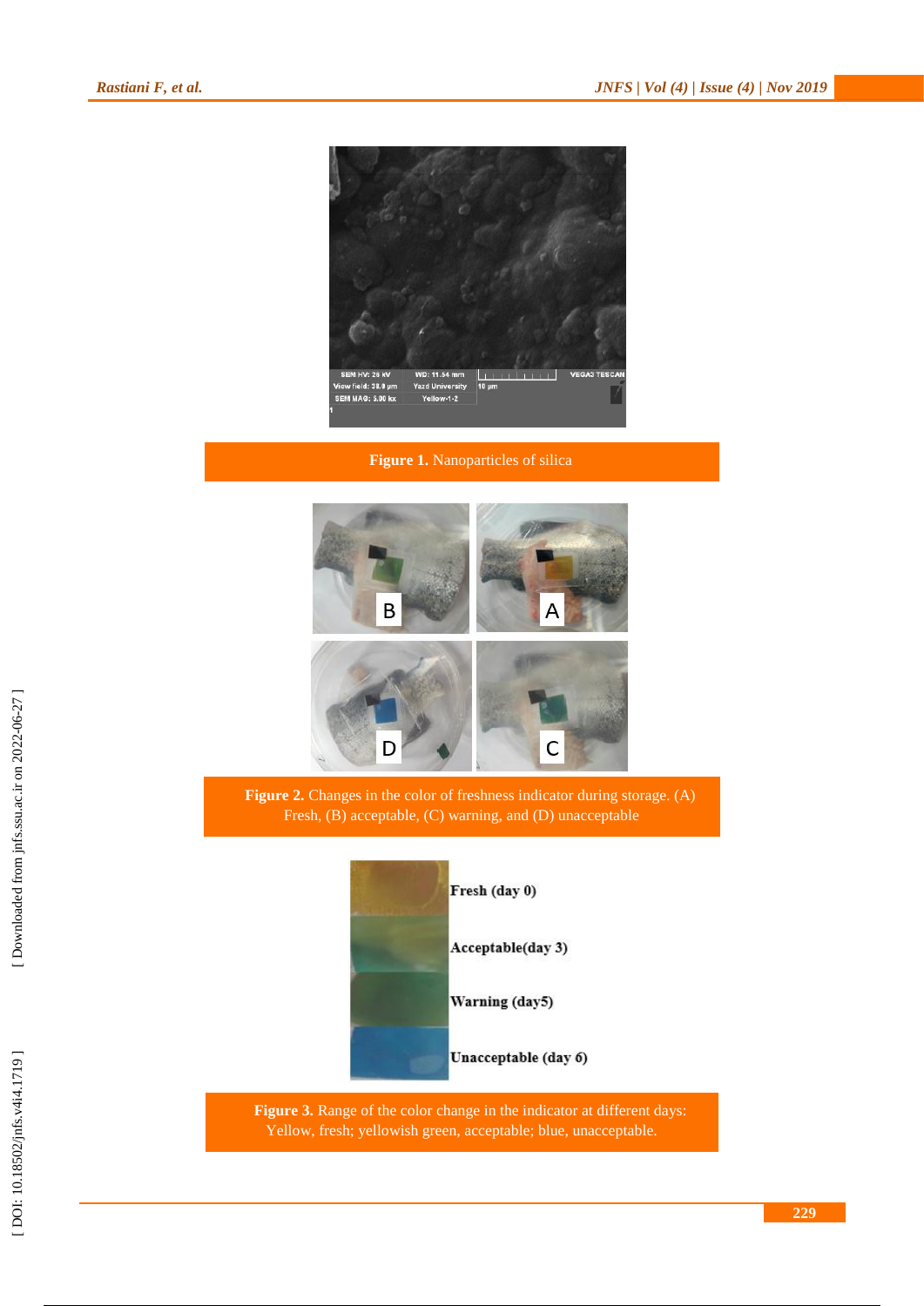**Figure 1.** Nanoparticles of silica

**Figure 2.** Changes in the color of freshness indicator during storage. (A) Fresh, (B) acceptable, (C) warning, and (D) unacceptable

**Figure 3.** Range of the color change in the indicator at different days: Yellow, fresh; yellowish green, acceptable; blue, unacceptable.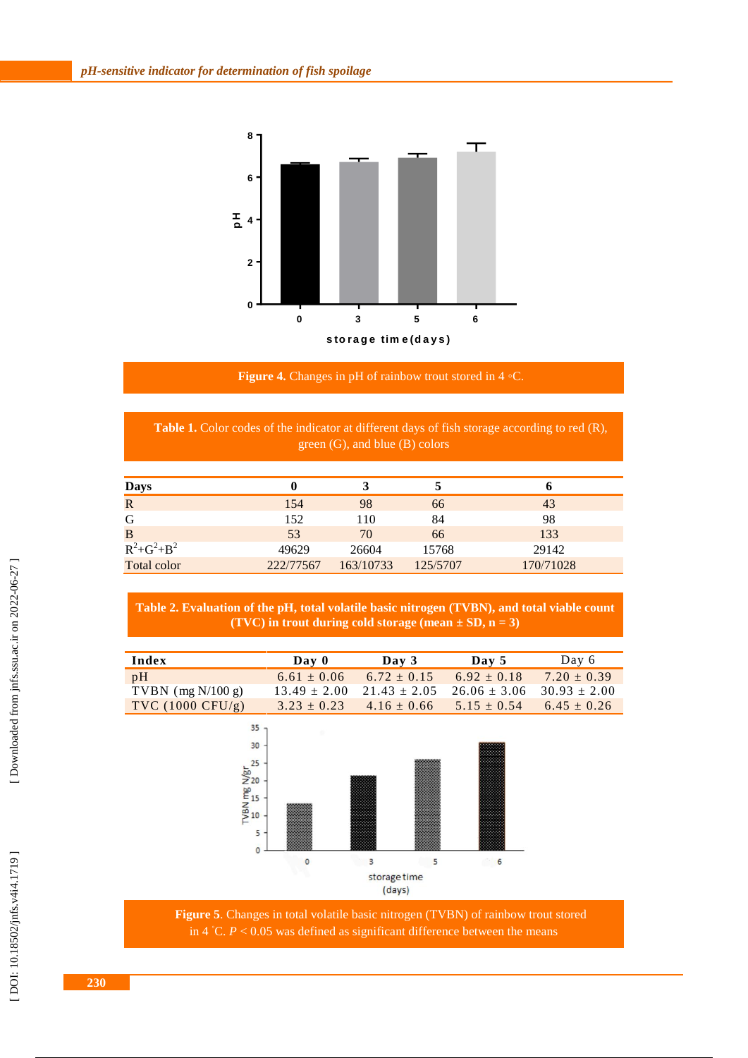**Figure 4.** Changes in pH of rainbow trout stored in 4 ◦C.

**Table 1.** Color codes of the indicator at different days of fish storage according to red (R), green (G), and blue (B) colors

| Days | 0 | 3 | 5 | 6 |
|---|---|---|---|---|
| R | 154 | 98 | 66 | 43 |
| G | 152 | 110 | 84 | 98 |
| B | 53 | 70 | 66 | 133 |
| $R^2+G^2+B^2$ | 49629 | 26604 | 15768 | 29142 |
| Total color | 222/77567 | 163/10733 | 125/5707 | 170/71028 |

**Table 2. Evaluation of the pH, total volatile basic nitrogen (TVBN), and total viable count (TVC) in trout during cold storage (mean ± SD, n = 3)**

| Index | Day 0 | Day 3 | Day 5 | Day 6 |
|---|---|---|---|---|
| pH | 6.61 ± 0.06 | 6.72 ± 0.15 | 6.92 ± 0.18 | 7.20 ± 0.39 |
| TVBN (mg N/100 g) | 13.49 ± 2.00 | 21.43 ± 2.05 | 26.06 ± 3.06 | 30.93 ± 2.00 |
| TVC (1000 CFU/g) | 3.23 ± 0.23 | 4.16 ± 0.66 | 5.15 ± 0.54 | 6.45 ± 0.26 |

**Figure 5**. Changes in total volatile basic nitrogen (TVBN) of rainbow trout stored in 4 °C. $P < 0.05$ was defined as significant difference between the means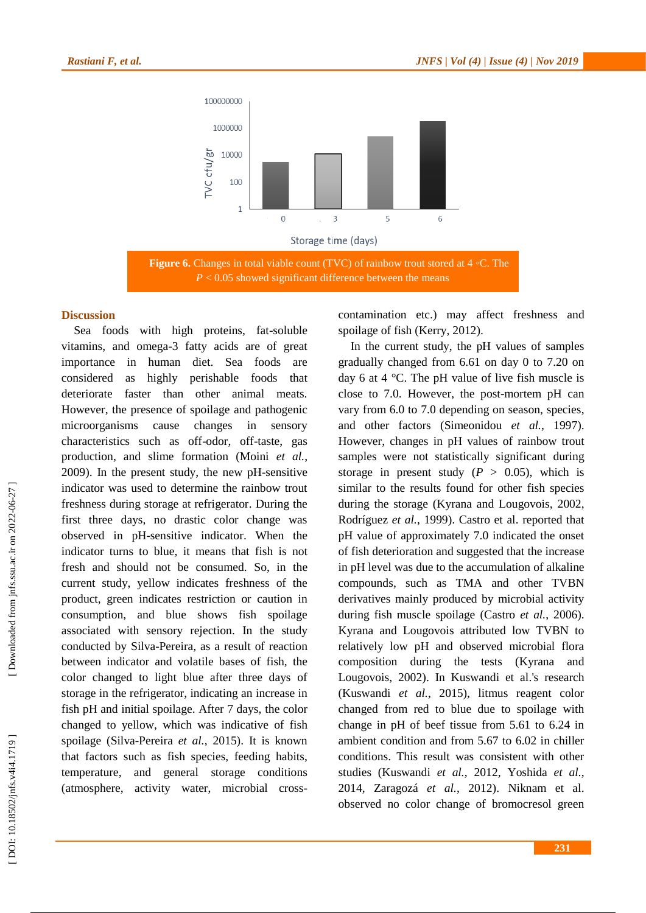Figure 6. Changes in total viable count (TVC) of rainbow trout stored at 4 °C. The $P < 0.05$ showed significant difference between the means

## Discussion

Sea foods with high proteins, fat-soluble vitamins, and omega-3 fatty acids are of great importance in human diet. Sea foods are considered as highly perishable foods that deteriorate faster than other animal meats. However, the presence of spoilage and pathogenic microorganisms cause changes in sensory characteristics such as off-odor, off-taste, gas production, and slime formation (Moini *et al.*, 2009). In the present study, the new pH-sensitive indicator was used to determine the rainbow trout freshness during storage at refrigerator. During the first three days, no drastic color change was observed in pH-sensitive indicator. When the indicator turns to blue, it means that fish is not fresh and should not be consumed. So, in the current study, yellow indicates freshness of the product, green indicates restriction or caution in consumption, and blue shows fish spoilage associated with sensory rejection. In the study conducted by Silva-Pereira, as a result of reaction between indicator and volatile bases of fish, the color changed to light blue after three days of storage in the refrigerator, indicating an increase in fish pH and initial spoilage. After 7 days, the color changed to yellow, which was indicative of fish spoilage (Silva-Pereira *et al.*, 2015). It is known that factors such as fish species, feeding habits, temperature, and general storage conditions (atmosphere, activity water, microbial cross-contamination etc.) may affect freshness and spoilage of fish (Kerry, 2012).

In the current study, the pH values of samples gradually changed from 6.61 on day 0 to 7.20 on day 6 at 4 °C. The pH value of live fish muscle is close to 7.0. However, the post-mortem pH can vary from 6.0 to 7.0 depending on season, species, and other factors (Simeonidou *et al.*, 1997). However, changes in pH values of rainbow trout samples were not statistically significant during storage in present study ($P > 0.05$), which is similar to the results found for other fish species during the storage (Kyrana and Lougovois, 2002, Rodríguez *et al.*, 1999). Castro et al. reported that pH value of approximately 7.0 indicated the onset of fish deterioration and suggested that the increase in pH level was due to the accumulation of alkaline compounds, such as TMA and other TVBN derivatives mainly produced by microbial activity during fish muscle spoilage (Castro *et al.*, 2006). Kyrana and Lougovois attributed low TVBN to relatively low pH and observed microbial flora composition during the tests (Kyrana and Lougovois, 2002). In Kuswandi et al.'s research (Kuswandi *et al.*, 2015), litmus reagent color changed from red to blue due to spoilage with change in pH of beef tissue from 5.61 to 6.24 in ambient condition and from 5.67 to 6.02 in chiller conditions. This result was consistent with other studies (Kuswandi *et al.*, 2012, Yoshida *et al.*, 2014, Zaragozá *et al.*, 2012). Niknam et al. observed no color change of bromocresol green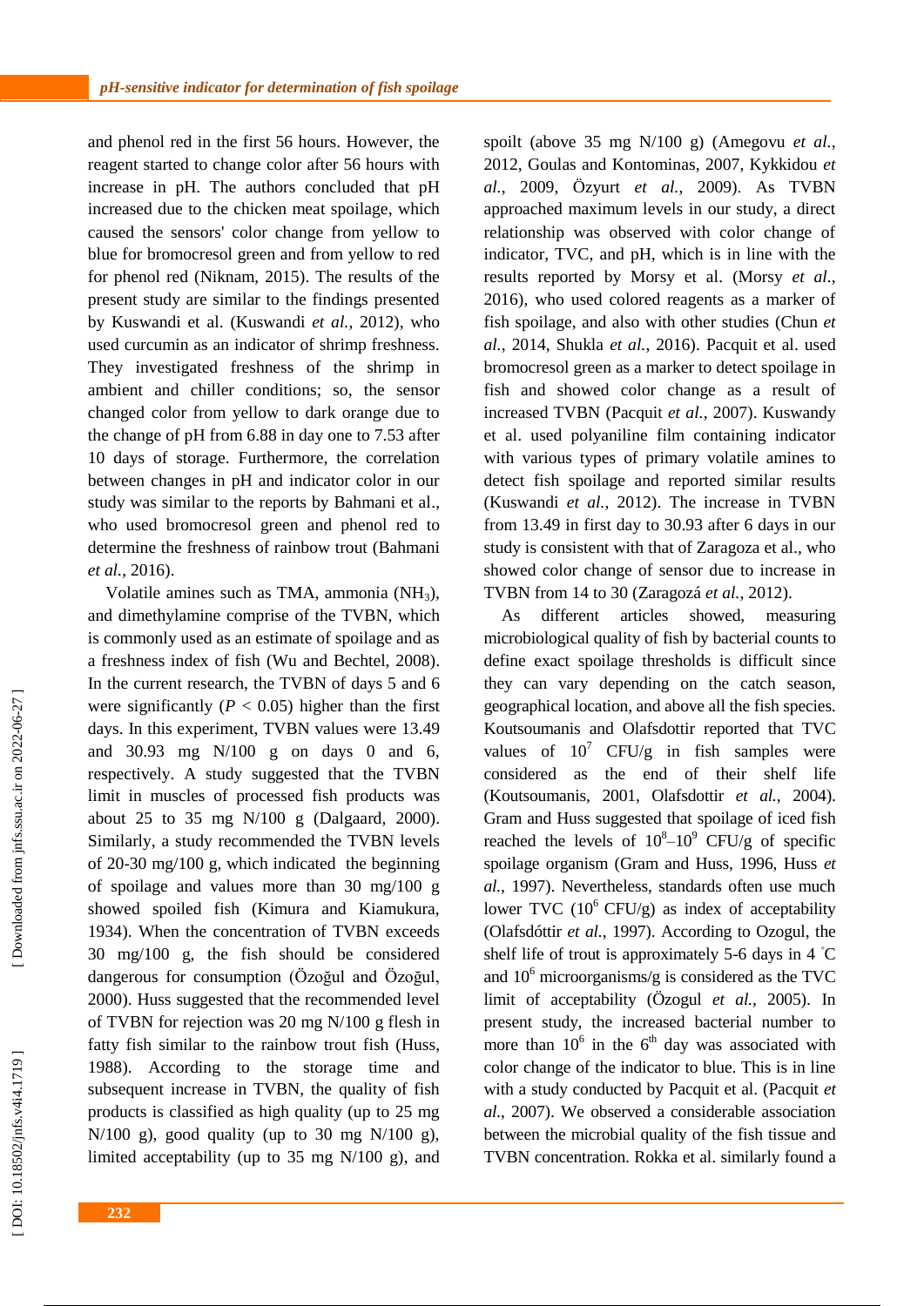and phenol red in the first 56 hours. However, the reagent started to change color after 56 hours with increase in pH. The authors concluded that pH increased due to the chicken meat spoilage, which caused the sensors' color change from yellow to blue for bromocresol green and from yellow to red for phenol red (Niknam, 2015). The results of the present study are similar to the findings presented by Kuswandi et al. (Kuswandi *et al.*, 2012), who used curcumin as an indicator of shrimp freshness. They investigated freshness of the shrimp in ambient and chiller conditions; so, the sensor changed color from yellow to dark orange due to the change of pH from 6.88 in day one to 7.53 after 10 days of storage. Furthermore, the correlation between changes in pH and indicator color in our study was similar to the reports by Bahmani et al., who used bromocresol green and phenol red to determine the freshness of rainbow trout (Bahmani *et al.*, 2016).

Volatile amines such as TMA, ammonia ($NH_3$), and dimethylamine comprise of the TVBN, which is commonly used as an estimate of spoilage and as a freshness index of fish (Wu and Bechtel, 2008). In the current research, the TVBN of days 5 and 6 were significantly ($P < 0.05$) higher than the first days. In this experiment, TVBN values were 13.49 and 30.93 mg N/100 g on days 0 and 6, respectively. A study suggested that the TVBN limit in muscles of processed fish products was about 25 to 35 mg N/100 g (Dalgaard, 2000). Similarly, a study recommended the TVBN levels of 20-30 mg/100 g, which indicated the beginning of spoilage and values more than 30 mg/100 g showed spoiled fish (Kimura and Kiamukura, 1934). When the concentration of TVBN exceeds 30 mg/100 g, the fish should be considered dangerous for consumption (Özoğul and Özoğul, 2000). Huss suggested that the recommended level of TVBN for rejection was 20 mg N/100 g flesh in fatty fish similar to the rainbow trout fish (Huss, 1988). According to the storage time and subsequent increase in TVBN, the quality of fish products is classified as high quality (up to 25 mg N/100 g), good quality (up to 30 mg N/100 g), limited acceptability (up to 35 mg N/100 g), and spoilt (above 35 mg N/100 g) (Amegovu *et al.*, 2012, Goulas and Kontominas, 2007, Kykkidou *et al.*, 2009, Özyurt *et al.*, 2009). As TVBN approached maximum levels in our study, a direct relationship was observed with color change of indicator, TVC, and pH, which is in line with the results reported by Morsy et al. (Morsy *et al.*, 2016), who used colored reagents as a marker of fish spoilage, and also with other studies (Chun *et al.*, 2014, Shukla *et al.*, 2016). Pacquit et al. used bromocresol green as a marker to detect spoilage in fish and showed color change as a result of increased TVBN (Pacquit *et al.*, 2007). Kuswandy et al. used polyaniline film containing indicator with various types of primary volatile amines to detect fish spoilage and reported similar results (Kuswandi *et al.*, 2012). The increase in TVBN from 13.49 in first day to 30.93 after 6 days in our study is consistent with that of Zaragoza et al., who showed color change of sensor due to increase in TVBN from 14 to 30 (Zaragozá *et al.*, 2012).

As different articles showed, measuring microbiological quality of fish by bacterial counts to define exact spoilage thresholds is difficult since they can vary depending on the catch season, geographical location, and above all the fish species. Koutsoumanis and Olafsdottir reported that TVC values of $10^7$ CFU/g in fish samples were considered as the end of their shelf life (Koutsoumanis, 2001, Olafsdottir *et al.*, 2004). Gram and Huss suggested that spoilage of iced fish reached the levels of $10^8$–$10^9$ CFU/g of specific spoilage organism (Gram and Huss, 1996, Huss *et al.*, 1997). Nevertheless, standards often use much lower TVC ($10^6$ CFU/g) as index of acceptability (Olafsdóttir *et al.*, 1997). According to Ozogul, the shelf life of trout is approximately 5-6 days in 4 °C and $10^6$ microorganisms/g is considered as the TVC limit of acceptability (Özogul *et al.*, 2005). In present study, the increased bacterial number to more than $10^6$ in the 6th day was associated with color change of the indicator to blue. This is in line with a study conducted by Pacquit et al. (Pacquit *et al.*, 2007). We observed a considerable association between the microbial quality of the fish tissue and TVBN concentration. Rokka et al. similarly found a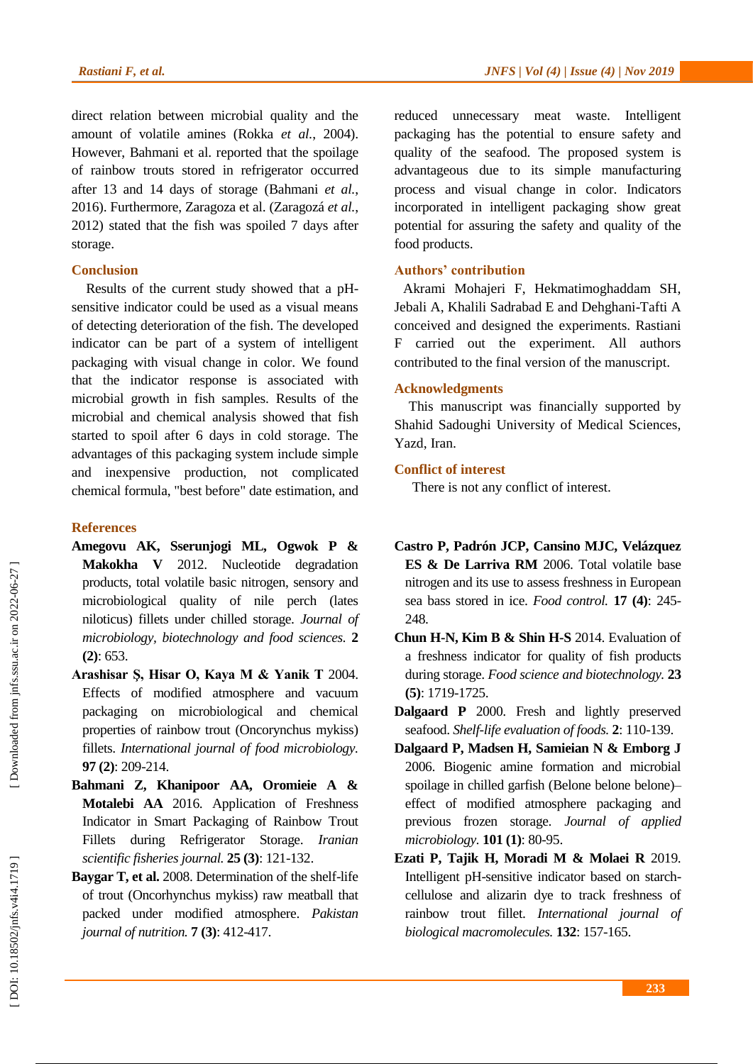direct relation between microbial quality and the amount of volatile amines (Rokka *et al.*, 2004). However, Bahmani et al. reported that the spoilage of rainbow trouts stored in refrigerator occurred after 13 and 14 days of storage (Bahmani *et al.*, 2016). Furthermore, Zaragoza et al. (Zaragozá *et al.*, 2012) stated that the fish was spoiled 7 days after storage.

## Conclusion

Results of the current study showed that a pH-sensitive indicator could be used as a visual means of detecting deterioration of the fish. The developed indicator can be part of a system of intelligent packaging with visual change in color. We found that the indicator response is associated with microbial growth in fish samples. Results of the microbial and chemical analysis showed that fish started to spoil after 6 days in cold storage. The advantages of this packaging system include simple and inexpensive production, not complicated chemical formula, "best before" date estimation, and reduced unnecessary meat waste. Intelligent packaging has the potential to ensure safety and quality of the seafood. The proposed system is advantageous due to its simple manufacturing process and visual change in color. Indicators incorporated in intelligent packaging show great potential for assuring the safety and quality of the food products.

## Authors' contribution

Akrami Mohajeri F, Hekmatimoghaddam SH, Jebali A, Khalili Sadrabad E and Dehghani-Tafti A conceived and designed the experiments. Rastiani F carried out the experiment. All authors contributed to the final version of the manuscript.

## Acknowledgments

This manuscript was financially supported by Shahid Sadoughi University of Medical Sciences, Yazd, Iran.

## Conflict of interest

There is not any conflict of interest.

## References

**Amegovu AK, Sserunjogi ML, Ogwok P & Makokha V** 2012. Nucleotide degradation products, total volatile basic nitrogen, sensory and microbiological quality of nile perch (lates niloticus) fillets under chilled storage. *Journal of microbiology, biotechnology and food sciences.* **2 (2)**: 653.

**Arashisar Ş, Hisar O, Kaya M & Yanik T** 2004. Effects of modified atmosphere and vacuum packaging on microbiological and chemical properties of rainbow trout (Oncorynchus mykiss) fillets. *International journal of food microbiology.* **97 (2)**: 209-214.

**Bahmani Z, Khanipoor AA, Oromieie A & Motalebi AA** 2016. Application of Freshness Indicator in Smart Packaging of Rainbow Trout Fillets during Refrigerator Storage. *Iranian scientific fisheries journal.* **25 (3)**: 121-132.

**Baygar T, et al.** 2008. Determination of the shelf-life of trout (Oncorhynchus mykiss) raw meatball that packed under modified atmosphere. *Pakistan journal of nutrition.* **7 (3)**: 412-417.

**Castro P, Padrón JCP, Cansino MJC, Velázquez ES & De Larriva RM** 2006. Total volatile base nitrogen and its use to assess freshness in European sea bass stored in ice. *Food control.* **17 (4)**: 245-248.

**Chun H-N, Kim B & Shin H-S** 2014. Evaluation of a freshness indicator for quality of fish products during storage. *Food science and biotechnology.* **23 (5)**: 1719-1725.

**Dalgaard P** 2000. Fresh and lightly preserved seafood. *Shelf-life evaluation of foods.* **2**: 110-139.

**Dalgaard P, Madsen H, Samieian N & Emborg J** 2006. Biogenic amine formation and microbial spoilage in chilled garfish (Belone belone belone)–effect of modified atmosphere packaging and previous frozen storage. *Journal of applied microbiology.* **101 (1)**: 80-95.

**Ezati P, Tajik H, Moradi M & Molaei R** 2019. Intelligent pH-sensitive indicator based on starch-cellulose and alizarin dye to track freshness of rainbow trout fillet. *International journal of biological macromolecules.* **132**: 157-165.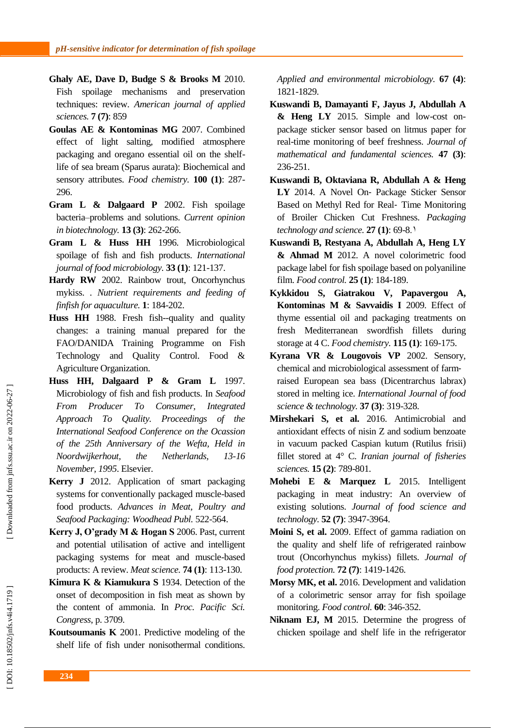**Ghaly AE, Dave D, Budge S & Brooks M** 2010. Fish spoilage mechanisms and preservation techniques: review. *American journal of applied sciences.* **7 (7)**: 859

**Goulas AE & Kontominas MG** 2007. Combined effect of light salting, modified atmosphere packaging and oregano essential oil on the shelf-life of sea bream (Sparus aurata): Biochemical and sensory attributes. *Food chemistry.* **100 (1)**: 287-296.

**Gram L & Dalgaard P** 2002. Fish spoilage bacteria–problems and solutions. *Current opinion in biotechnology.* **13 (3)**: 262-266.

**Gram L & Huss HH** 1996. Microbiological spoilage of fish and fish products. *International journal of food microbiology.* **33 (1)**: 121-137.

**Hardy RW** 2002. Rainbow trout, Oncorhynchus mykiss. . *Nutrient requirements and feeding of finfish for aquaculture.* **1**: 184-202.

**Huss HH** 1988. Fresh fish--quality and quality changes: a training manual prepared for the FAO/DANIDA Training Programme on Fish Technology and Quality Control. Food & Agriculture Organization.

**Huss HH, Dalgaard P & Gram L** 1997. Microbiology of fish and fish products. In *Seafood From Producer To Consumer, Integrated Approach To Quality. Proceedings of the International Seafood Conference on the Ocassion of the 25th Anniversary of the Wefta, Held in Noordwijkerhout, the Netherlands, 13-16 November, 1995*. Elsevier.

**Kerry J** 2012. Application of smart packaging systems for conventionally packaged muscle-based food products. *Advances in Meat, Poultry and Seafood Packaging: Woodhead Publ.* 522-564.

**Kerry J, O'grady M & Hogan S** 2006. Past, current and potential utilisation of active and intelligent packaging systems for meat and muscle-based products: A review. *Meat science.* **74 (1)**: 113-130.

**Kimura K & Kiamukura S** 1934. Detection of the onset of decomposition in fish meat as shown by the content of ammonia. In *Proc. Pacific Sci. Congress*, p. 3709.

**Koutsoumanis K** 2001. Predictive modeling of the shelf life of fish under nonisothermal conditions. *Applied and environmental microbiology.* **67 (4)**: 1821-1829.

**Kuswandi B, Damayanti F, Jayus J, Abdullah A & Heng LY** 2015. Simple and low-cost on-package sticker sensor based on litmus paper for real-time monitoring of beef freshness. *Journal of mathematical and fundamental sciences.* **47 (3)**: 236-251.

**Kuswandi B, Oktaviana R, Abdullah A & Heng LY** 2014. A Novel On- Package Sticker Sensor Based on Methyl Red for Real- Time Monitoring of Broiler Chicken Cut Freshness. *Packaging technology and science.* **27 (1)**: 69-8.۱

**Kuswandi B, Restyana A, Abdullah A, Heng LY & Ahmad M** 2012. A novel colorimetric food package label for fish spoilage based on polyaniline film. *Food control.* **25 (1)**: 184-189.

**Kykkidou S, Giatrakou V, Papavergou A, Kontominas M & Savvaidis I** 2009. Effect of thyme essential oil and packaging treatments on fresh Mediterranean swordfish fillets during storage at 4 C. *Food chemistry.* **115 (1)**: 169-175.

**Kyrana VR & Lougovois VP** 2002. Sensory, chemical and microbiological assessment of farm-raised European sea bass (Dicentrarchus labrax) stored in melting ice. *International Journal of food science & technology.* **37 (3)**: 319-328.

**Mirshekari S, et al.** 2016. Antimicrobial and antioxidant effects of nisin Z and sodium benzoate in vacuum packed Caspian kutum (Rutilus frisii) fillet stored at 4° C. *Iranian journal of fisheries sciences.* **15 (2)**: 789-801.

**Mohebi E & Marquez L** 2015. Intelligent packaging in meat industry: An overview of existing solutions. *Journal of food science and technology.* **52 (7)**: 3947-3964.

**Moini S, et al.** 2009. Effect of gamma radiation on the quality and shelf life of refrigerated rainbow trout (Oncorhynchus mykiss) fillets. *Journal of food protection.* **72 (7)**: 1419-1426.

**Morsy MK, et al.** 2016. Development and validation of a colorimetric sensor array for fish spoilage monitoring. *Food control.* **60**: 346-352.

**Niknam EJ, M** 2015. Determine the progress of chicken spoilage and shelf life in the refrigerator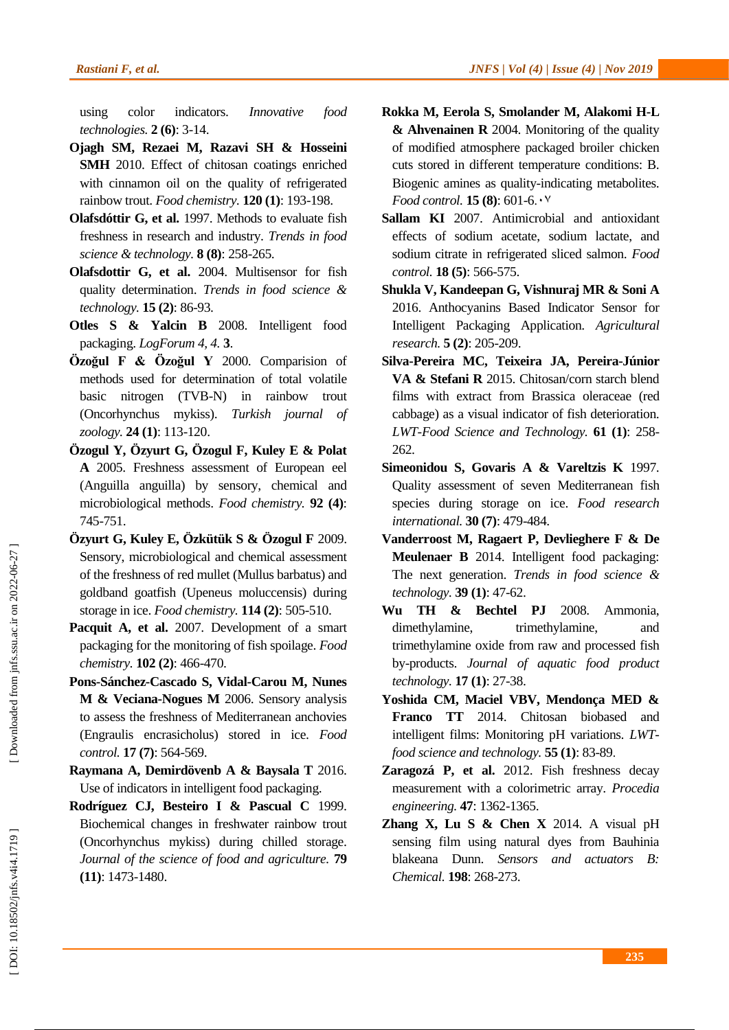using color indicators. *Innovative food technologies.* **2 (6)**: 3-14.

**Ojagh SM, Rezaei M, Razavi SH & Hosseini SMH** 2010. Effect of chitosan coatings enriched with cinnamon oil on the quality of refrigerated rainbow trout. *Food chemistry.* **120 (1)**: 193-198.

**Olafsdóttir G, et al.** 1997. Methods to evaluate fish freshness in research and industry. *Trends in food science & technology.* **8 (8)**: 258-265.

**Olafsdottir G, et al.** 2004. Multisensor for fish quality determination. *Trends in food science & technology.* **15 (2)**: 86-93.

**Otles S & Yalcin B** 2008. Intelligent food packaging. *LogForum 4, 4.* **3**.

**Özoğul F & Özoğul Y** 2000. Comparision of methods used for determination of total volatile basic nitrogen (TVB-N) in rainbow trout (Oncorhynchus mykiss). *Turkish journal of zoology.* **24 (1)**: 113-120.

**Özogul Y, Özyurt G, Özogul F, Kuley E & Polat A** 2005. Freshness assessment of European eel (Anguilla anguilla) by sensory, chemical and microbiological methods. *Food chemistry.* **92 (4)**: 745-751.

**Özyurt G, Kuley E, Özkütük S & Özogul F** 2009. Sensory, microbiological and chemical assessment of the freshness of red mullet (Mullus barbatus) and goldband goatfish (Upeneus moluccensis) during storage in ice. *Food chemistry.* **114 (2)**: 505-510.

**Pacquit A, et al.** 2007. Development of a smart packaging for the monitoring of fish spoilage. *Food chemistry*. **102 (2)**: 466-470.

**Pons-Sánchez-Cascado S, Vidal-Carou M, Nunes M & Veciana-Nogues M** 2006. Sensory analysis to assess the freshness of Mediterranean anchovies (Engraulis encrasicholus) stored in ice. *Food control.* **17 (7)**: 564-569.

**Raymana A, Demirdövenb A & Baysala T** 2016. Use of indicators in intelligent food packaging.

**Rodríguez CJ, Besteiro I & Pascual C** 1999. Biochemical changes in freshwater rainbow trout (Oncorhynchus mykiss) during chilled storage. *Journal of the science of food and agriculture.* **79 (11)**: 1473-1480.

**Rokka M, Eerola S, Smolander M, Alakomi H-L & Ahvenainen R** 2004. Monitoring of the quality of modified atmosphere packaged broiler chicken cuts stored in different temperature conditions: B. Biogenic amines as quality-indicating metabolites. *Food control.* **15 (8)**: 601-6.۰۷

**Sallam KI** 2007. Antimicrobial and antioxidant effects of sodium acetate, sodium lactate, and sodium citrate in refrigerated sliced salmon. *Food control.* **18 (5)**: 566-575.

**Shukla V, Kandeepan G, Vishnuraj MR & Soni A** 2016. Anthocyanins Based Indicator Sensor for Intelligent Packaging Application. *Agricultural research.* **5 (2)**: 205-209.

**Silva-Pereira MC, Teixeira JA, Pereira-Júnior VA & Stefani R** 2015. Chitosan/corn starch blend films with extract from Brassica oleraceae (red cabbage) as a visual indicator of fish deterioration. *LWT-Food Science and Technology.* **61 (1)**: 258-262.

**Simeonidou S, Govaris A & Vareltzis K** 1997. Quality assessment of seven Mediterranean fish species during storage on ice. *Food research international.* **30 (7)**: 479-484.

**Vanderroost M, Ragaert P, Devlieghere F & De Meulenaer B** 2014. Intelligent food packaging: The next generation. *Trends in food science & technology.* **39 (1)**: 47-62.

**Wu TH & Bechtel PJ** 2008. Ammonia, dimethylamine, trimethylamine, and trimethylamine oxide from raw and processed fish by-products. *Journal of aquatic food product technology.* **17 (1)**: 27-38.

**Yoshida CM, Maciel VBV, Mendonça MED & Franco TT** 2014. Chitosan biobased and intelligent films: Monitoring pH variations. *LWT-food science and technology.* **55 (1)**: 83-89.

**Zaragozá P, et al.** 2012. Fish freshness decay measurement with a colorimetric array. *Procedia engineering.* **47**: 1362-1365.

**Zhang X, Lu S & Chen X** 2014. A visual pH sensing film using natural dyes from Bauhinia blakeana Dunn. *Sensors and actuators B: Chemical.* **198**: 268-273.